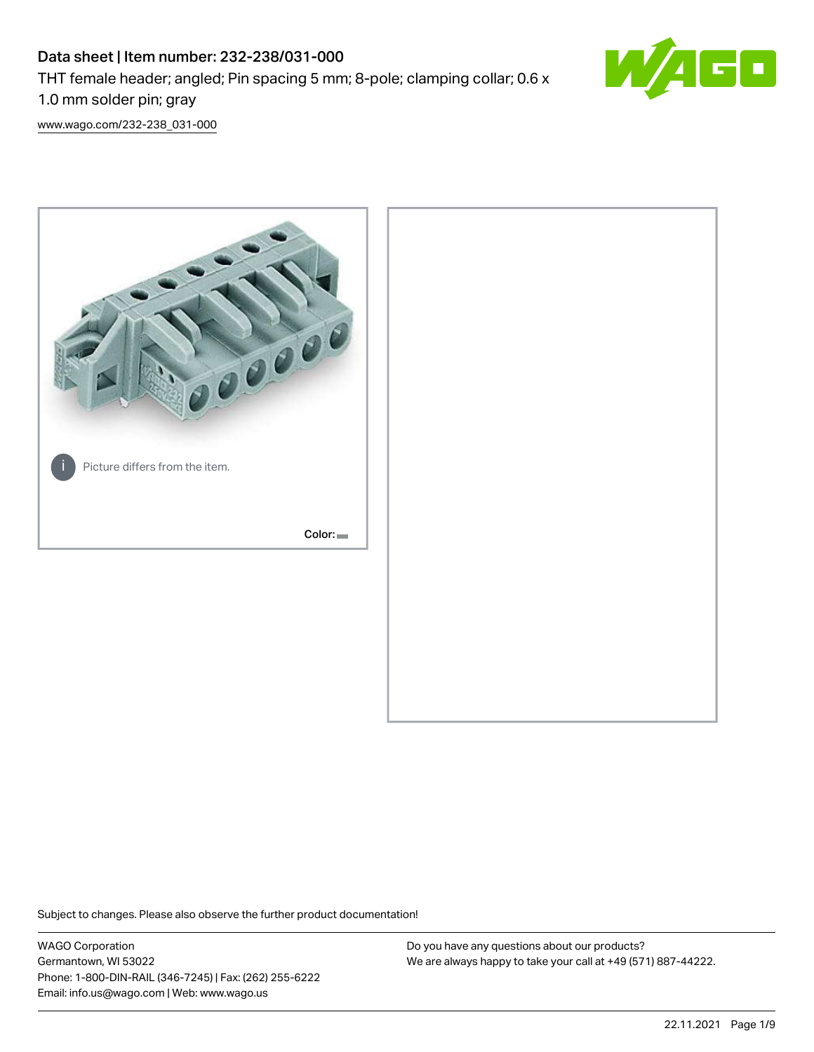# Data sheet | Item number: 232-238/031-000

THT female header; angled; Pin spacing 5 mm; 8-pole; clamping collar; 0.6 x 1.0 mm solder pin; gray

www.wago.com/232-238_031-000

Picture differs from the item.

Color:

Subject to changes. Please also observe the further product documentation!

WAGO Corporation
Germantown, WI 53022
Phone: 1-800-DIN-RAIL (346-7245) | Fax: (262) 255-6222
Email: info.us@wago.com | Web: www.wago.us

Do you have any questions about our products?
We are always happy to take your call at +49 (571) 887-44222.

22.11.2021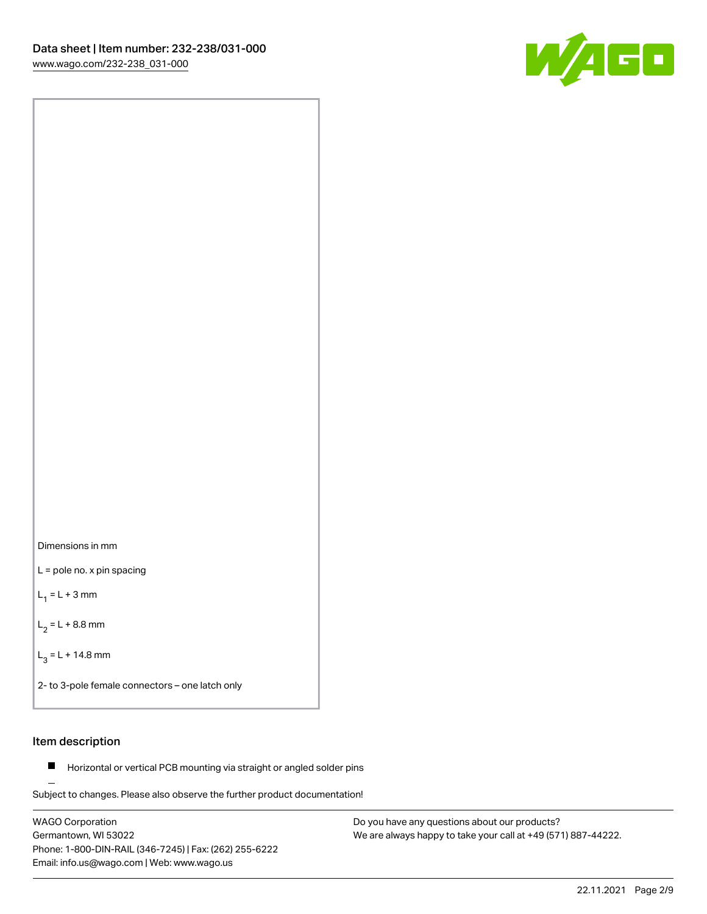Dimensions in mm

L = pole no. x pin spacing

$L_1$ = L + 3 mm

$L_2$ = L + 8.8 mm

$L_3$ = L + 14.8 mm

2- to 3-pole female connectors – one latch only

## Item description

- Horizontal or vertical PCB mounting via straight or angled solder pins

Subject to changes. Please also observe the further product documentation!

WAGO Corporation
Germantown, WI 53022
Phone: 1-800-DIN-RAIL (346-7245) | Fax: (262) 255-6222
Email: info.us@wago.com | Web: www.wago.us

Do you have any questions about our products?
We are always happy to take your call at +49 (571) 887-44222.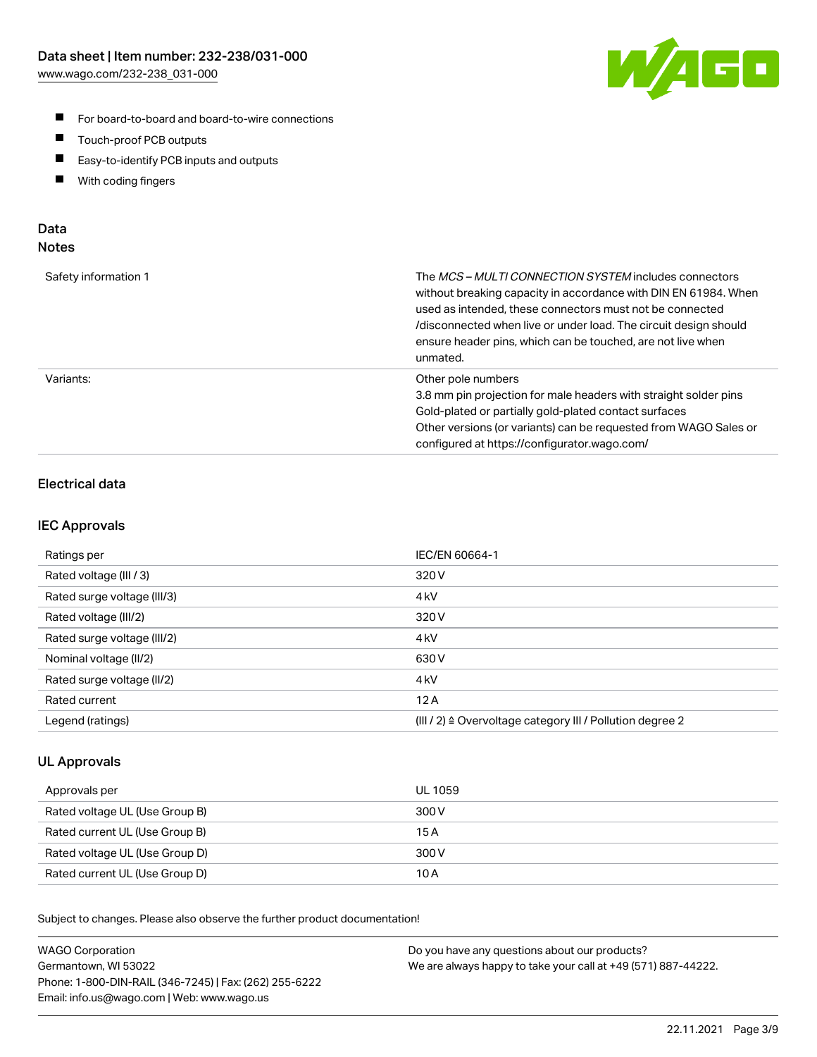- For board-to-board and board-to-wire connections
- Touch-proof PCB outputs
- Easy-to-identify PCB inputs and outputs
- With coding fingers

## Data
### Notes

| | |
|---|---|
| Safety information 1 | The *MCS – MULTI CONNECTION SYSTEM* includes connectors without breaking capacity in accordance with DIN EN 61984. When used as intended, these connectors must not be connected /disconnected when live or under load. The circuit design should ensure header pins, which can be touched, are not live when unmated. |
| Variants: | Other pole numbers<br>3.8 mm pin projection for male headers with straight solder pins<br>Gold-plated or partially gold-plated contact surfaces<br>Other versions (or variants) can be requested from WAGO Sales or configured at https://configurator.wago.com/ |

### Electrical data

#### IEC Approvals

| | |
|---|---|
| Ratings per | IEC/EN 60664-1 |
| Rated voltage (III / 3) | 320 V |
| Rated surge voltage (III/3) | 4 kV |
| Rated voltage (III/2) | 320 V |
| Rated surge voltage (III/2) | 4 kV |
| Nominal voltage (II/2) | 630 V |
| Rated surge voltage (II/2) | 4 kV |
| Rated current | 12 A |
| Legend (ratings) | (III / 2) ≙ Overvoltage category III / Pollution degree 2 |

#### UL Approvals

| | |
|---|---|
| Approvals per | UL 1059 |
| Rated voltage UL (Use Group B) | 300 V |
| Rated current UL (Use Group B) | 15 A |
| Rated voltage UL (Use Group D) | 300 V |
| Rated current UL (Use Group D) | 10 A |

Subject to changes. Please also observe the further product documentation!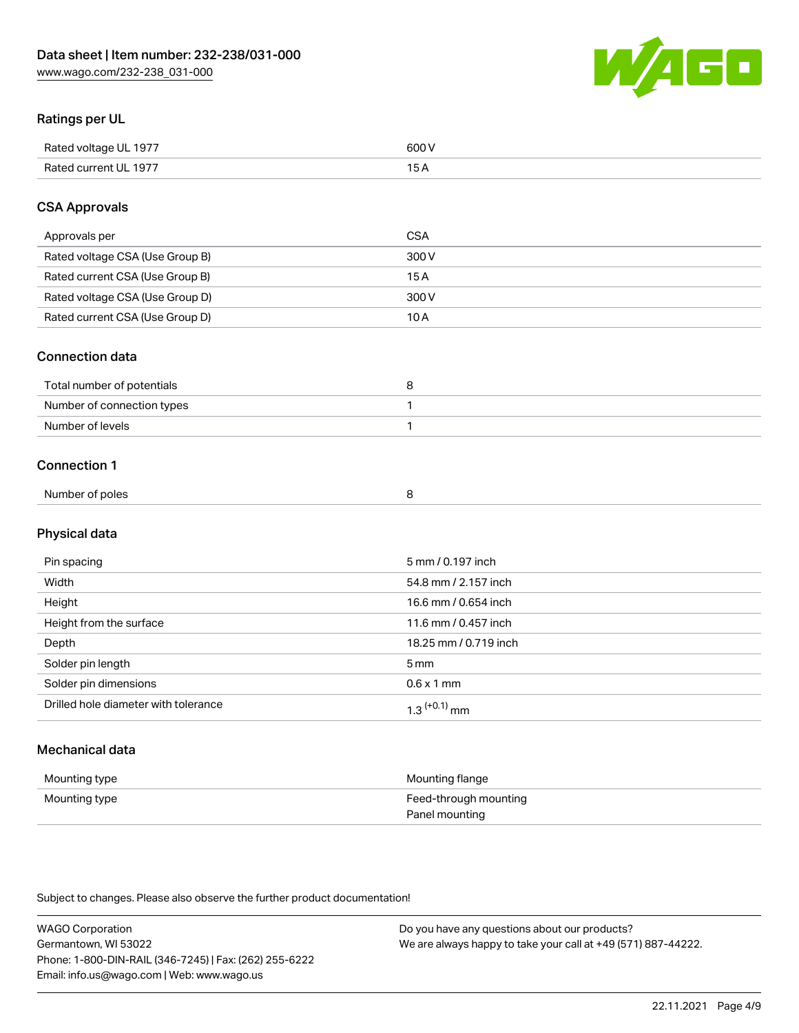## Ratings per UL

| | |
|---|---|
| Rated voltage UL 1977 | 600 V |
| Rated current UL 1977 | 15 A |

## CSA Approvals

| | |
|---|---|
| Approvals per | CSA |
| Rated voltage CSA (Use Group B) | 300 V |
| Rated current CSA (Use Group B) | 15 A |
| Rated voltage CSA (Use Group D) | 300 V |
| Rated current CSA (Use Group D) | 10 A |

## Connection data

| | |
|---|---|
| Total number of potentials | 8 |
| Number of connection types | 1 |
| Number of levels | 1 |

## Connection 1

| | |
|---|---|
| Number of poles | 8 |

## Physical data

| | |
|---|---|
| Pin spacing | 5 mm / 0.197 inch |
| Width | 54.8 mm / 2.157 inch |
| Height | 16.6 mm / 0.654 inch |
| Height from the surface | 11.6 mm / 0.457 inch |
| Depth | 18.25 mm / 0.719 inch |
| Solder pin length | 5 mm |
| Solder pin dimensions | 0.6 x 1 mm |
| Drilled hole diameter with tolerance | $1.3^{(+0.1)}$ mm |

## Mechanical data

| | |
|---|---|
| Mounting type | Mounting flange |
| Mounting type | Feed-through mounting<br>Panel mounting |

Subject to changes. Please also observe the further product documentation!

WAGO Corporation
Germantown, WI 53022
Phone: 1-800-DIN-RAIL (346-7245) | Fax: (262) 255-6222
Email: info.us@wago.com | Web: www.wago.us

Do you have any questions about our products?
We are always happy to take your call at +49 (571) 887-44222.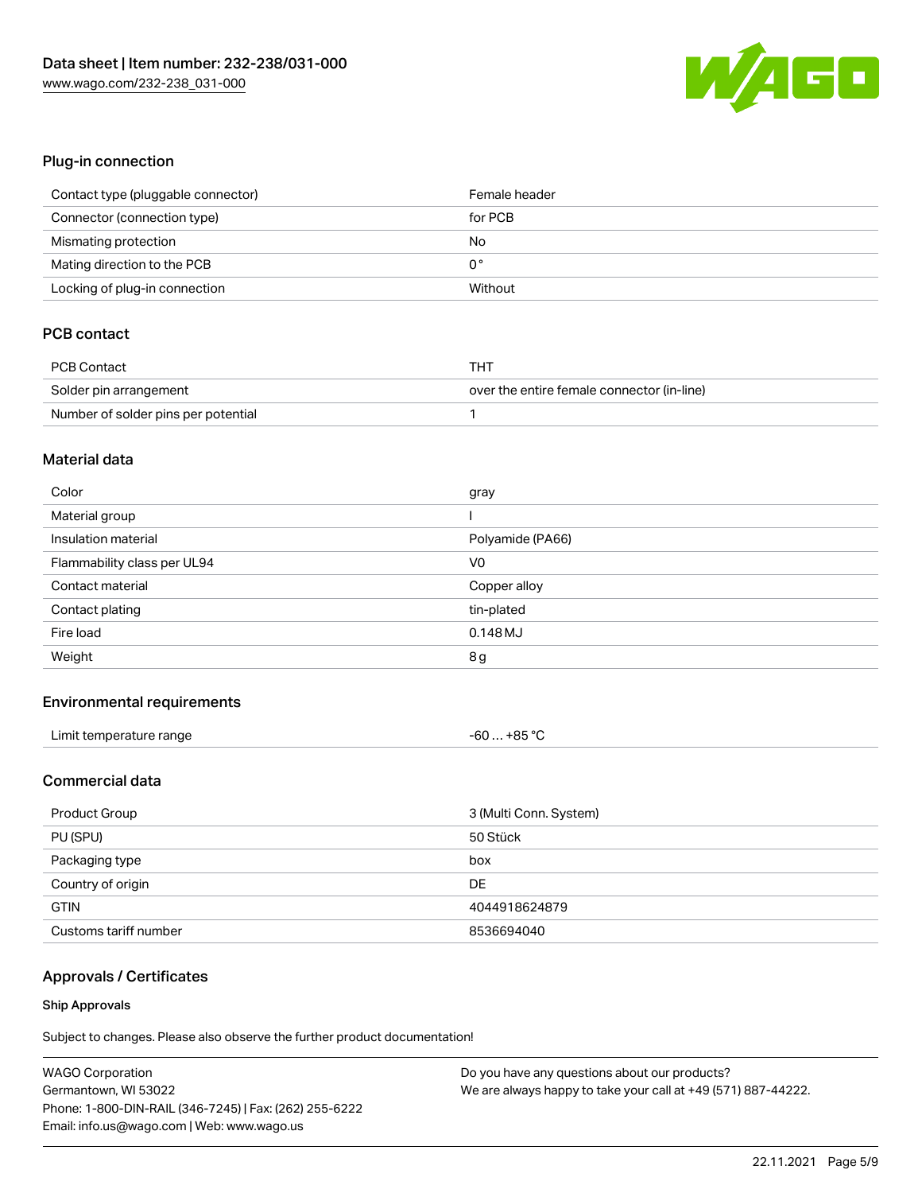## Plug-in connection

| Contact type (pluggable connector) | Female header |
| --- | --- |
| Connector (connection type) | for PCB |
| Mismating protection | No |
| Mating direction to the PCB | 0° |
| Locking of plug-in connection | Without |

## PCB contact

| PCB Contact | THT |
| --- | --- |
| Solder pin arrangement | over the entire female connector (in-line) |
| Number of solder pins per potential | 1 |

## Material data

| Color | gray |
| --- | --- |
| Material group | I |
| Insulation material | Polyamide (PA66) |
| Flammability class per UL94 | V0 |
| Contact material | Copper alloy |
| Contact plating | tin-plated |
| Fire load | 0.148 MJ |
| Weight | 8 g |

## Environmental requirements

| Limit temperature range | -60 … +85 °C |
| --- | --- |

## Commercial data

| Product Group | 3 (Multi Conn. System) |
| --- | --- |
| PU (SPU) | 50 Stück |
| Packaging type | box |
| Country of origin | DE |
| GTIN | 4044918624879 |
| Customs tariff number | 8536694040 |

## Approvals / Certificates

### Ship Approvals

Subject to changes. Please also observe the further product documentation!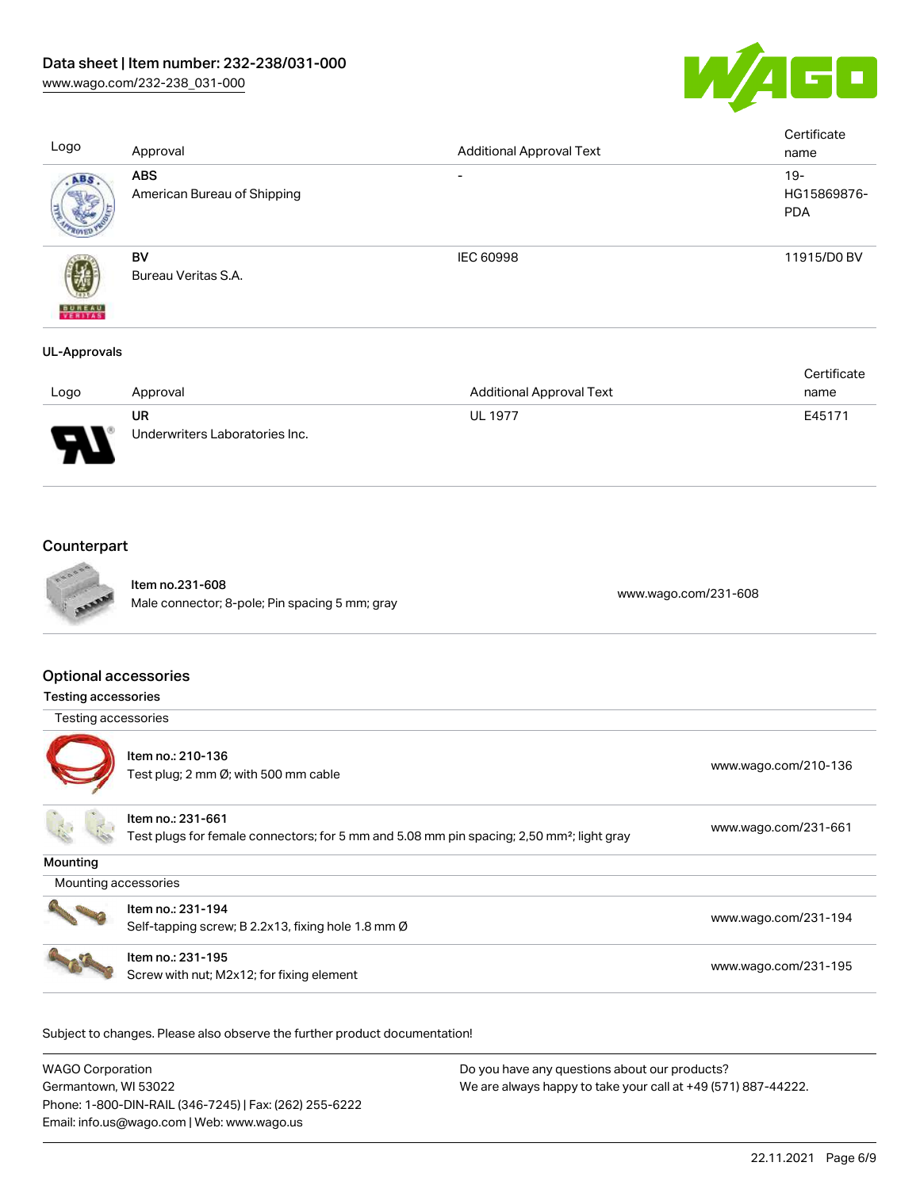| Logo | Approval | Additional Approval Text | Certificate name |
| --- | --- | --- | --- |
| | **ABS**<br>American Bureau of Shipping | - | 19-HG15869876-PDA |
| | **BV**<br>Bureau Veritas S.A. | IEC 60998 | 11915/D0 BV |

**UL-Approvals**

| Logo | Approval | Additional Approval Text | Certificate name |
| --- | --- | --- | --- |
| | **UR**<br>Underwriters Laboratories Inc. | UL 1977 | E45171 |

## Counterpart

| | | |
| --- | --- | --- |
| | Item no.231-608<br>Male connector; 8-pole; Pin spacing 5 mm; gray | www.wago.com/231-608 |

## Optional accessories

### Testing accessories

Testing accessories

| | | |
| --- | --- | --- |
| | Item no.: 210-136<br>Test plug; 2 mm Ø; with 500 mm cable | www.wago.com/210-136 |
| | Item no.: 231-661<br>Test plugs for female connectors; for 5 mm and 5.08 mm pin spacing; 2,50 mm²; light gray | www.wago.com/231-661 |

### Mounting

Mounting accessories

| | | |
| --- | --- | --- |
| | Item no.: 231-194<br>Self-tapping screw; B 2.2x13, fixing hole 1.8 mm Ø | www.wago.com/231-194 |
| | Item no.: 231-195<br>Screw with nut; M2x12; for fixing element | www.wago.com/231-195 |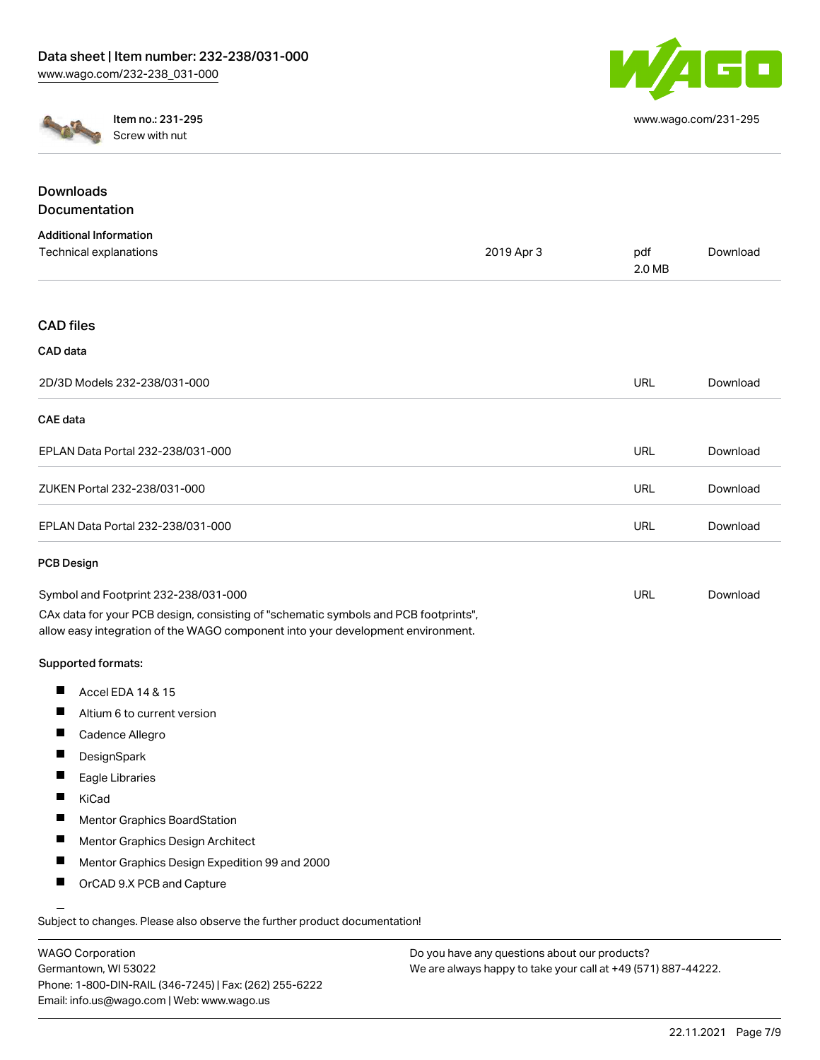Item no.: 231-295
Screw with nut

www.wago.com/231-295

## Downloads
## Documentation

### Additional Information

| Technical explanations | 2019 Apr 3 | pdf 2.0 MB | Download |
|---|---|---|---|

## CAD files

### CAD data

| 2D/3D Models 232-238/031-000 | URL | Download |
|---|---|---|

### CAE data

| EPLAN Data Portal 232-238/031-000 | URL | Download |
|---|---|---|
| ZUKEN Portal 232-238/031-000 | URL | Download |
| EPLAN Data Portal 232-238/031-000 | URL | Download |

### PCB Design

| Symbol and Footprint 232-238/031-000 | URL | Download |
|---|---|---|

CAx data for your PCB design, consisting of "schematic symbols and PCB footprints", allow easy integration of the WAGO component into your development environment.

**Supported formats:**

- Accel EDA 14 & 15
- Altium 6 to current version
- Cadence Allegro
- DesignSpark
- Eagle Libraries
- KiCad
- Mentor Graphics BoardStation
- Mentor Graphics Design Architect
- Mentor Graphics Design Expedition 99 and 2000
- OrCAD 9.X PCB and Capture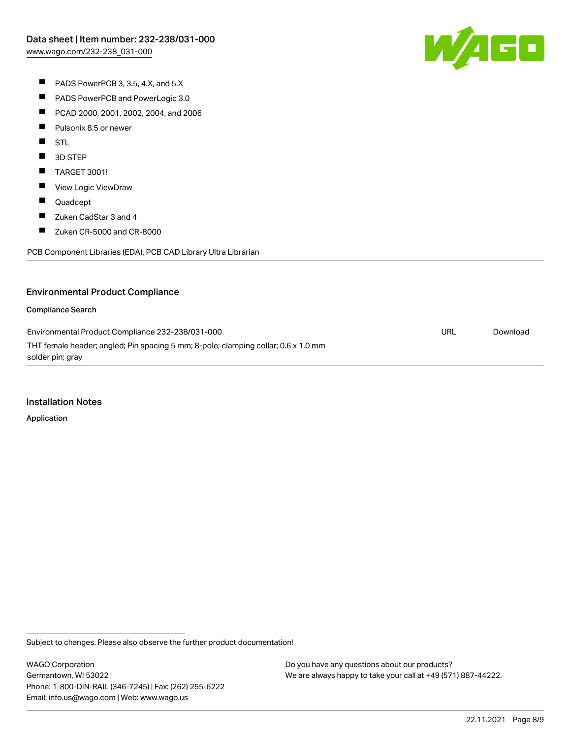- PADS PowerPCB 3, 3.5, 4.X, and 5.X
- PADS PowerPCB and PowerLogic 3.0
- PCAD 2000, 2001, 2002, 2004, and 2006
- Pulsonix 8.5 or newer
- STL
- 3D STEP
- TARGET 3001!
- View Logic ViewDraw
- Quadcept
- Zuken CadStar 3 and 4
- Zuken CR-5000 and CR-8000

PCB Component Libraries (EDA), PCB CAD Library Ultra Librarian

## Environmental Product Compliance

### Compliance Search

| | | |
|---|---|---|
| Environmental Product Compliance 232-238/031-000<br>THT female header; angled; Pin spacing 5 mm; 8-pole; clamping collar; 0.6 x 1.0 mm solder pin; gray | URL | Download |

## Installation Notes

### Application

Subject to changes. Please also observe the further product documentation!

WAGO Corporation
Germantown, WI 53022
Phone: 1-800-DIN-RAIL (346-7245) | Fax: (262) 255-6222
Email: info.us@wago.com | Web: www.wago.us

Do you have any questions about our products?
We are always happy to take your call at +49 (571) 887-44222.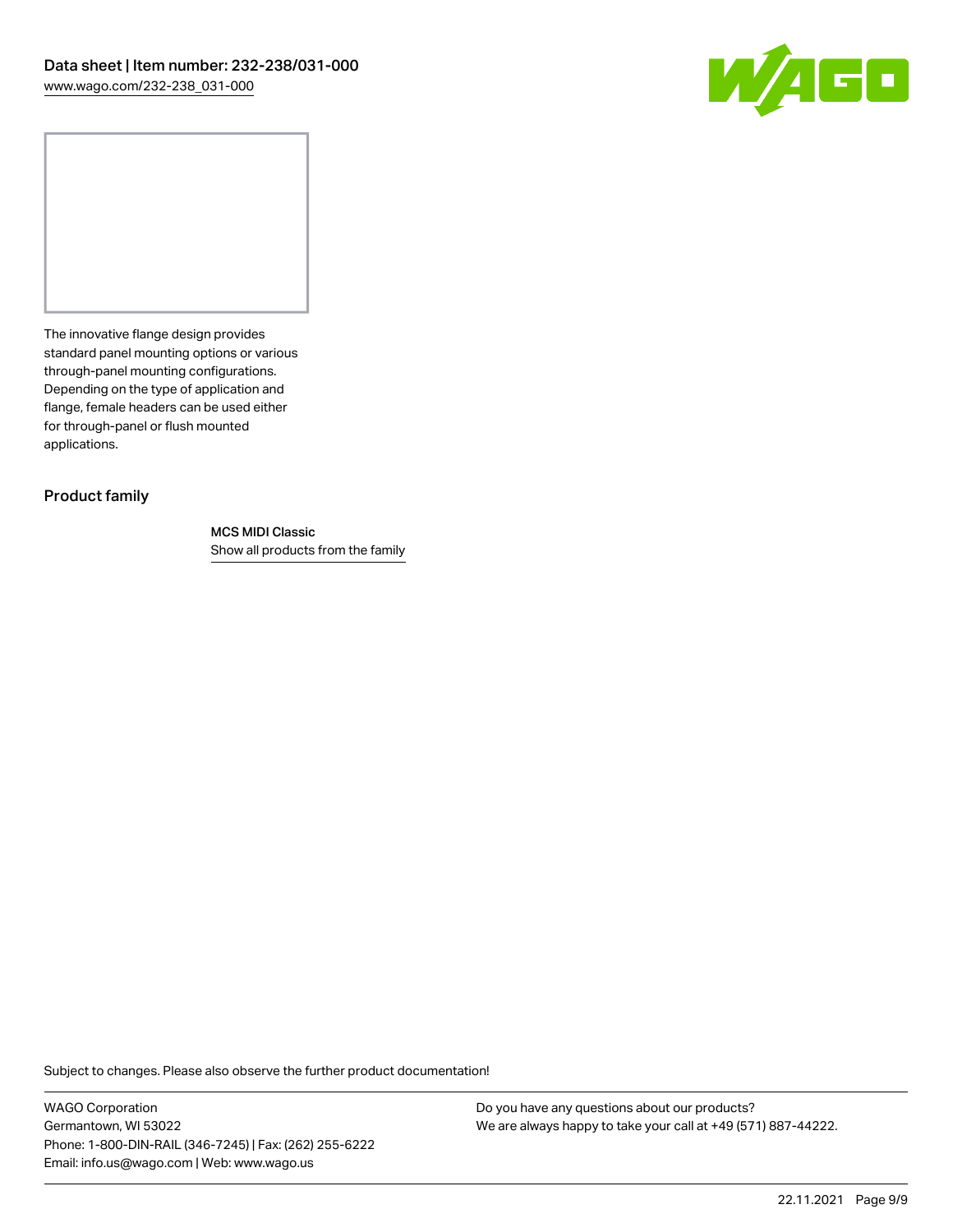The innovative flange design provides standard panel mounting options or various through-panel mounting configurations. Depending on the type of application and flange, female headers can be used either for through-panel or flush mounted applications.

## Product family

MCS MIDI Classic
Show all products from the family

Subject to changes. Please also observe the further product documentation!

WAGO Corporation
Germantown, WI 53022
Phone: 1-800-DIN-RAIL (346-7245) | Fax: (262) 255-6222
Email: info.us@wago.com | Web: www.wago.us

Do you have any questions about our products?
We are always happy to take your call at +49 (571) 887-44222.